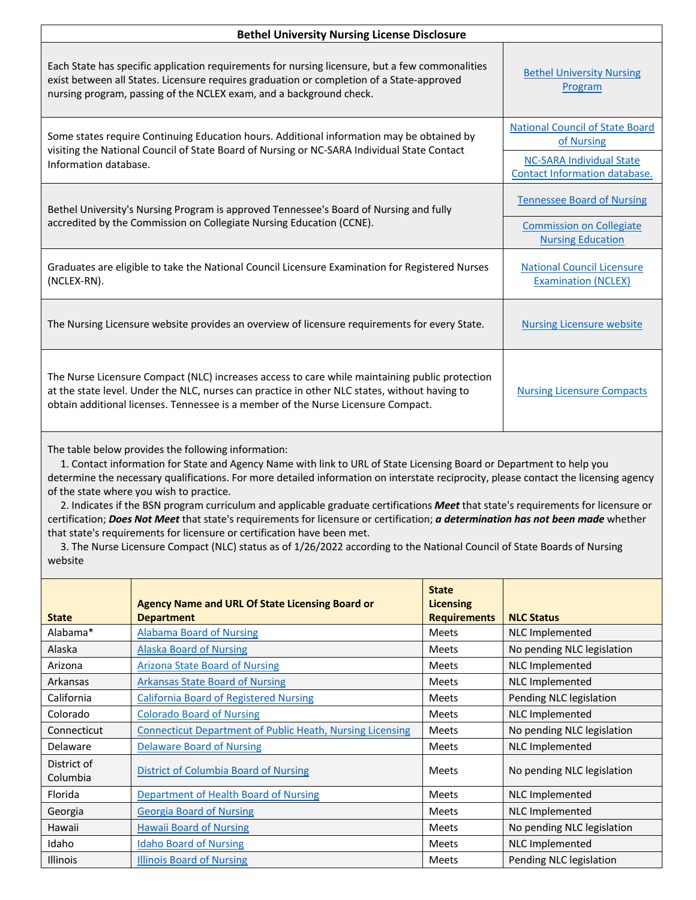## Bethel University Nursing License Disclosure

| | |
|---|---|
| Each State has specific application requirements for nursing licensure, but a few commonalities exist between all States. Licensure requires graduation or completion of a State-approved nursing program, passing of the NCLEX exam, and a background check. | Bethel University Nursing Program |
| Some states require Continuing Education hours. Additional information may be obtained by visiting the National Council of State Board of Nursing or NC-SARA Individual State Contact Information database. | National Council of State Board of Nursing<br>NC-SARA Individual State Contact Information database. |
| Bethel University's Nursing Program is approved Tennessee's Board of Nursing and fully accredited by the Commission on Collegiate Nursing Education (CCNE). | Tennessee Board of Nursing<br>Commission on Collegiate Nursing Education |
| Graduates are eligible to take the National Council Licensure Examination for Registered Nurses (NCLEX-RN). | National Council Licensure Examination (NCLEX) |
| The Nursing Licensure website provides an overview of licensure requirements for every State. | Nursing Licensure website |
| The Nurse Licensure Compact (NLC) increases access to care while maintaining public protection at the state level. Under the NLC, nurses can practice in other NLC states, without having to obtain additional licenses. Tennessee is a member of the Nurse Licensure Compact. | Nursing Licensure Compacts |

The table below provides the following information:

1. Contact information for State and Agency Name with link to URL of State Licensing Board or Department to help you determine the necessary qualifications. For more detailed information on interstate reciprocity, please contact the licensing agency of the state where you wish to practice.
2. Indicates if the BSN program curriculum and applicable graduate certifications ***Meet*** that state's requirements for licensure or certification; ***Does Not Meet*** that state's requirements for licensure or certification; ***a determination has not been made*** whether that state's requirements for licensure or certification have been met.
3. The Nurse Licensure Compact (NLC) status as of 1/26/2022 according to the National Council of State Boards of Nursing website

| State | Agency Name and URL Of State Licensing Board or Department | State Licensing Requirements | NLC Status |
|---|---|---|---|
| Alabama* | Alabama Board of Nursing | Meets | NLC Implemented |
| Alaska | Alaska Board of Nursing | Meets | No pending NLC legislation |
| Arizona | Arizona State Board of Nursing | Meets | NLC Implemented |
| Arkansas | Arkansas State Board of Nursing | Meets | NLC Implemented |
| California | California Board of Registered Nursing | Meets | Pending NLC legislation |
| Colorado | Colorado Board of Nursing | Meets | NLC Implemented |
| Connecticut | Connecticut Department of Public Heath, Nursing Licensing | Meets | No pending NLC legislation |
| Delaware | Delaware Board of Nursing | Meets | NLC Implemented |
| District of Columbia | District of Columbia Board of Nursing | Meets | No pending NLC legislation |
| Florida | Department of Health Board of Nursing | Meets | NLC Implemented |
| Georgia | Georgia Board of Nursing | Meets | NLC Implemented |
| Hawaii | Hawaii Board of Nursing | Meets | No pending NLC legislation |
| Idaho | Idaho Board of Nursing | Meets | NLC Implemented |
| Illinois | Illinois Board of Nursing | Meets | Pending NLC legislation |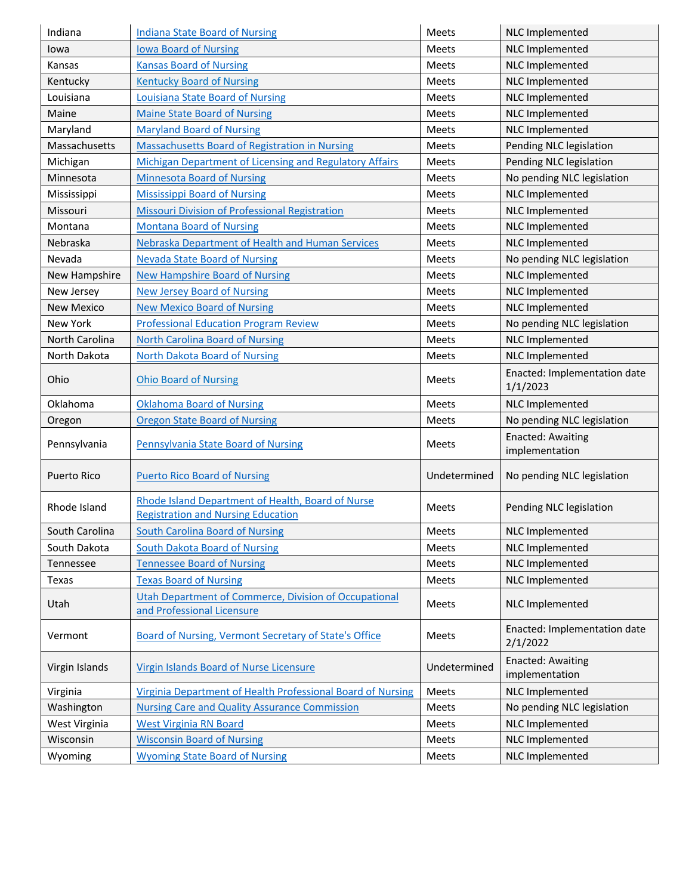| | | | |
|---|---|---|---|
| Indiana | Indiana State Board of Nursing | Meets | NLC Implemented |
| Iowa | Iowa Board of Nursing | Meets | NLC Implemented |
| Kansas | Kansas Board of Nursing | Meets | NLC Implemented |
| Kentucky | Kentucky Board of Nursing | Meets | NLC Implemented |
| Louisiana | Louisiana State Board of Nursing | Meets | NLC Implemented |
| Maine | Maine State Board of Nursing | Meets | NLC Implemented |
| Maryland | Maryland Board of Nursing | Meets | NLC Implemented |
| Massachusetts | Massachusetts Board of Registration in Nursing | Meets | Pending NLC legislation |
| Michigan | Michigan Department of Licensing and Regulatory Affairs | Meets | Pending NLC legislation |
| Minnesota | Minnesota Board of Nursing | Meets | No pending NLC legislation |
| Mississippi | Mississippi Board of Nursing | Meets | NLC Implemented |
| Missouri | Missouri Division of Professional Registration | Meets | NLC Implemented |
| Montana | Montana Board of Nursing | Meets | NLC Implemented |
| Nebraska | Nebraska Department of Health and Human Services | Meets | NLC Implemented |
| Nevada | Nevada State Board of Nursing | Meets | No pending NLC legislation |
| New Hampshire | New Hampshire Board of Nursing | Meets | NLC Implemented |
| New Jersey | New Jersey Board of Nursing | Meets | NLC Implemented |
| New Mexico | New Mexico Board of Nursing | Meets | NLC Implemented |
| New York | Professional Education Program Review | Meets | No pending NLC legislation |
| North Carolina | North Carolina Board of Nursing | Meets | NLC Implemented |
| North Dakota | North Dakota Board of Nursing | Meets | NLC Implemented |
| Ohio | Ohio Board of Nursing | Meets | Enacted: Implementation date 1/1/2023 |
| Oklahoma | Oklahoma Board of Nursing | Meets | NLC Implemented |
| Oregon | Oregon State Board of Nursing | Meets | No pending NLC legislation |
| Pennsylvania | Pennsylvania State Board of Nursing | Meets | Enacted: Awaiting implementation |
| Puerto Rico | Puerto Rico Board of Nursing | Undetermined | No pending NLC legislation |
| Rhode Island | Rhode Island Department of Health, Board of Nurse Registration and Nursing Education | Meets | Pending NLC legislation |
| South Carolina | South Carolina Board of Nursing | Meets | NLC Implemented |
| South Dakota | South Dakota Board of Nursing | Meets | NLC Implemented |
| Tennessee | Tennessee Board of Nursing | Meets | NLC Implemented |
| Texas | Texas Board of Nursing | Meets | NLC Implemented |
| Utah | Utah Department of Commerce, Division of Occupational and Professional Licensure | Meets | NLC Implemented |
| Vermont | Board of Nursing, Vermont Secretary of State's Office | Meets | Enacted: Implementation date 2/1/2022 |
| Virgin Islands | Virgin Islands Board of Nurse Licensure | Undetermined | Enacted: Awaiting implementation |
| Virginia | Virginia Department of Health Professional Board of Nursing | Meets | NLC Implemented |
| Washington | Nursing Care and Quality Assurance Commission | Meets | No pending NLC legislation |
| West Virginia | West Virginia RN Board | Meets | NLC Implemented |
| Wisconsin | Wisconsin Board of Nursing | Meets | NLC Implemented |
| Wyoming | Wyoming State Board of Nursing | Meets | NLC Implemented |